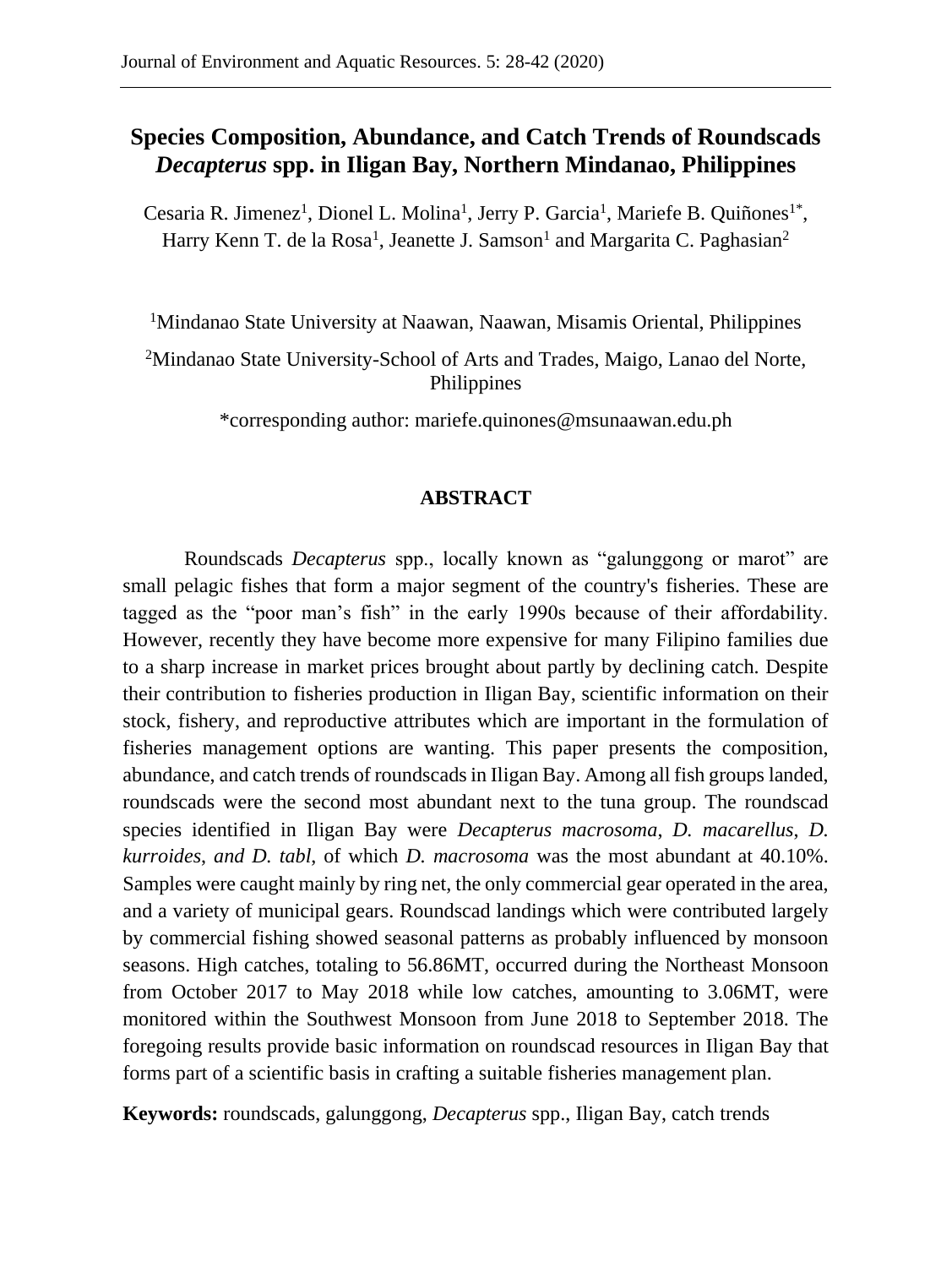# Species Composition, Abundance, and Catch Trends of Roundscads *Decapterus* spp. in Iligan Bay, Northern Mindanao, Philippines

Cesaria R. Jimenez[1], Dionel L. Molina[1], Jerry P. Garcia[1], Mariefe B. Quiñones[1*], Harry Kenn T. de la Rosa[1], Jeanette J. Samson[1] and Margarita C. Paghasian[2]

[1]Mindanao State University at Naawan, Naawan, Misamis Oriental, Philippines

[2]Mindanao State University-School of Arts and Trades, Maigo, Lanao del Norte, Philippines

*corresponding author: mariefe.quinones@msunaawan.edu.ph

## ABSTRACT

Roundscads *Decapterus* spp., locally known as "galunggong or marot" are small pelagic fishes that form a major segment of the country's fisheries. These are tagged as the "poor man's fish" in the early 1990s because of their affordability. However, recently they have become more expensive for many Filipino families due to a sharp increase in market prices brought about partly by declining catch. Despite their contribution to fisheries production in Iligan Bay, scientific information on their stock, fishery, and reproductive attributes which are important in the formulation of fisheries management options are wanting. This paper presents the composition, abundance, and catch trends of roundscads in Iligan Bay. Among all fish groups landed, roundscads were the second most abundant next to the tuna group. The roundscad species identified in Iligan Bay were *Decapterus macrosoma*, *D. macarellus*, *D. kurroides*, *and D. tabl*, of which *D. macrosoma* was the most abundant at 40.10%. Samples were caught mainly by ring net, the only commercial gear operated in the area, and a variety of municipal gears. Roundscad landings which were contributed largely by commercial fishing showed seasonal patterns as probably influenced by monsoon seasons. High catches, totaling to 56.86MT, occurred during the Northeast Monsoon from October 2017 to May 2018 while low catches, amounting to 3.06MT, were monitored within the Southwest Monsoon from June 2018 to September 2018. The foregoing results provide basic information on roundscad resources in Iligan Bay that forms part of a scientific basis in crafting a suitable fisheries management plan.

**Keywords:** roundscads, galunggong, *Decapterus* spp., Iligan Bay, catch trends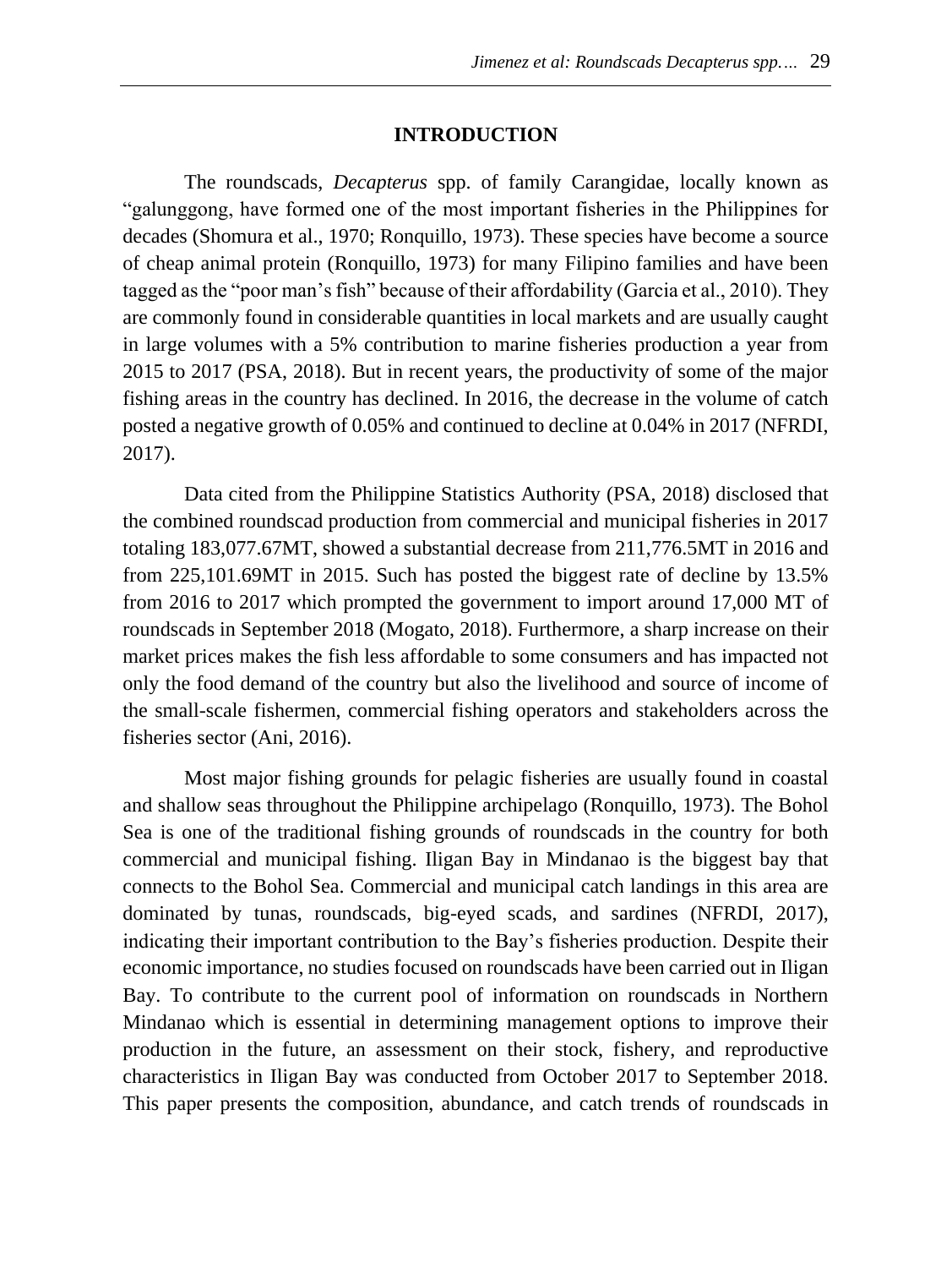## INTRODUCTION

The roundscads, *Decapterus* spp. of family Carangidae, locally known as "galunggong, have formed one of the most important fisheries in the Philippines for decades (Shomura et al., 1970; Ronquillo, 1973). These species have become a source of cheap animal protein (Ronquillo, 1973) for many Filipino families and have been tagged as the "poor man's fish" because of their affordability (Garcia et al., 2010). They are commonly found in considerable quantities in local markets and are usually caught in large volumes with a 5% contribution to marine fisheries production a year from 2015 to 2017 (PSA, 2018). But in recent years, the productivity of some of the major fishing areas in the country has declined. In 2016, the decrease in the volume of catch posted a negative growth of 0.05% and continued to decline at 0.04% in 2017 (NFRDI, 2017).

Data cited from the Philippine Statistics Authority (PSA, 2018) disclosed that the combined roundscad production from commercial and municipal fisheries in 2017 totaling 183,077.67MT, showed a substantial decrease from 211,776.5MT in 2016 and from 225,101.69MT in 2015. Such has posted the biggest rate of decline by 13.5% from 2016 to 2017 which prompted the government to import around 17,000 MT of roundscads in September 2018 (Mogato, 2018). Furthermore, a sharp increase on their market prices makes the fish less affordable to some consumers and has impacted not only the food demand of the country but also the livelihood and source of income of the small-scale fishermen, commercial fishing operators and stakeholders across the fisheries sector (Ani, 2016).

Most major fishing grounds for pelagic fisheries are usually found in coastal and shallow seas throughout the Philippine archipelago (Ronquillo, 1973). The Bohol Sea is one of the traditional fishing grounds of roundscads in the country for both commercial and municipal fishing. Iligan Bay in Mindanao is the biggest bay that connects to the Bohol Sea. Commercial and municipal catch landings in this area are dominated by tunas, roundscads, big-eyed scads, and sardines (NFRDI, 2017), indicating their important contribution to the Bay's fisheries production. Despite their economic importance, no studies focused on roundscads have been carried out in Iligan Bay. To contribute to the current pool of information on roundscads in Northern Mindanao which is essential in determining management options to improve their production in the future, an assessment on their stock, fishery, and reproductive characteristics in Iligan Bay was conducted from October 2017 to September 2018. This paper presents the composition, abundance, and catch trends of roundscads in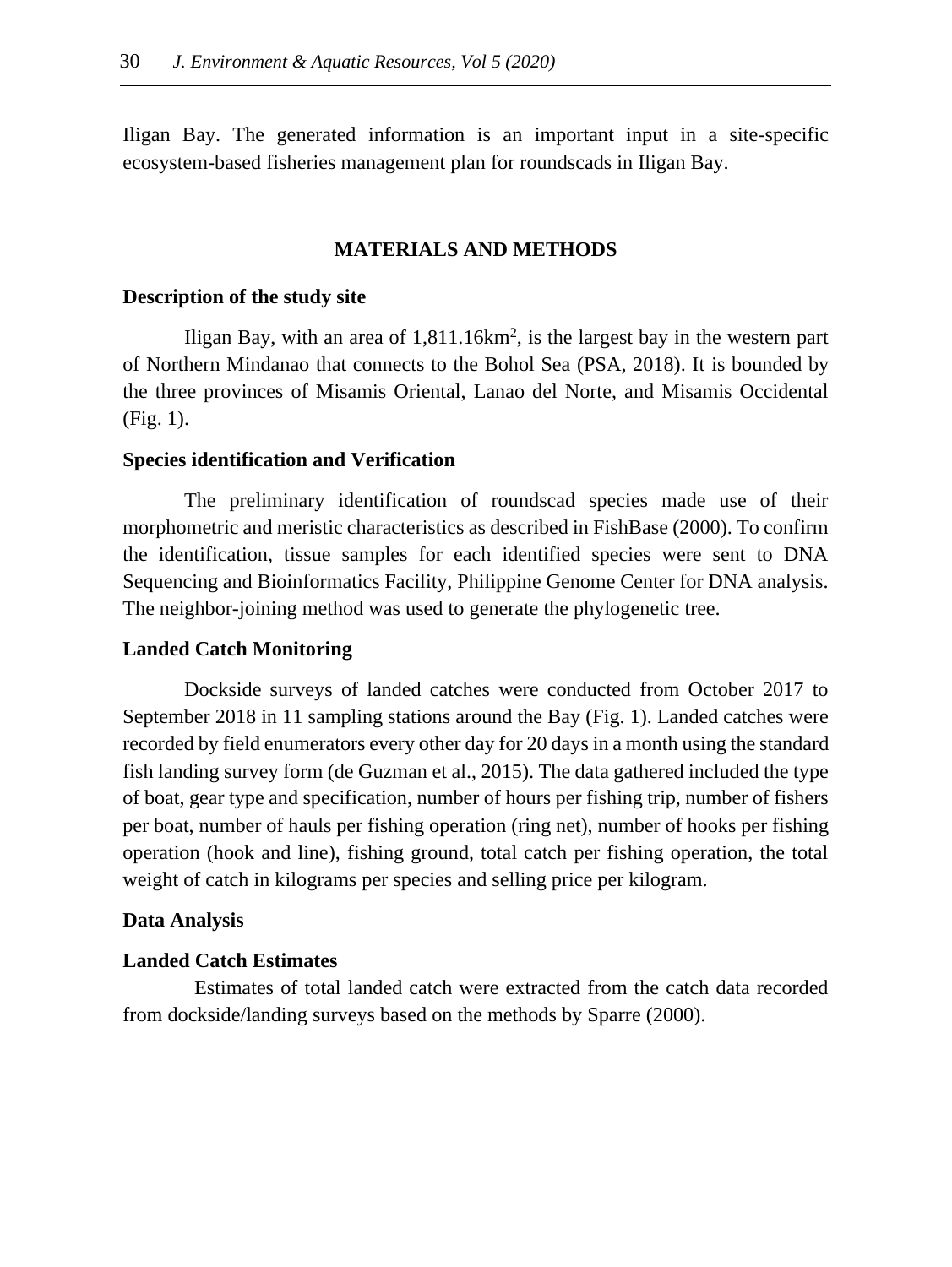Iligan Bay. The generated information is an important input in a site-specific ecosystem-based fisheries management plan for roundscads in Iligan Bay.

## MATERIALS AND METHODS

### Description of the study site

Iligan Bay, with an area of 1,811.16km$^2$, is the largest bay in the western part of Northern Mindanao that connects to the Bohol Sea (PSA, 2018). It is bounded by the three provinces of Misamis Oriental, Lanao del Norte, and Misamis Occidental (Fig. 1).

### Species identification and Verification

The preliminary identification of roundscad species made use of their morphometric and meristic characteristics as described in FishBase (2000). To confirm the identification, tissue samples for each identified species were sent to DNA Sequencing and Bioinformatics Facility, Philippine Genome Center for DNA analysis. The neighbor-joining method was used to generate the phylogenetic tree.

### Landed Catch Monitoring

Dockside surveys of landed catches were conducted from October 2017 to September 2018 in 11 sampling stations around the Bay (Fig. 1). Landed catches were recorded by field enumerators every other day for 20 days in a month using the standard fish landing survey form (de Guzman et al., 2015). The data gathered included the type of boat, gear type and specification, number of hours per fishing trip, number of fishers per boat, number of hauls per fishing operation (ring net), number of hooks per fishing operation (hook and line), fishing ground, total catch per fishing operation, the total weight of catch in kilograms per species and selling price per kilogram.

### Data Analysis

### Landed Catch Estimates

Estimates of total landed catch were extracted from the catch data recorded from dockside/landing surveys based on the methods by Sparre (2000).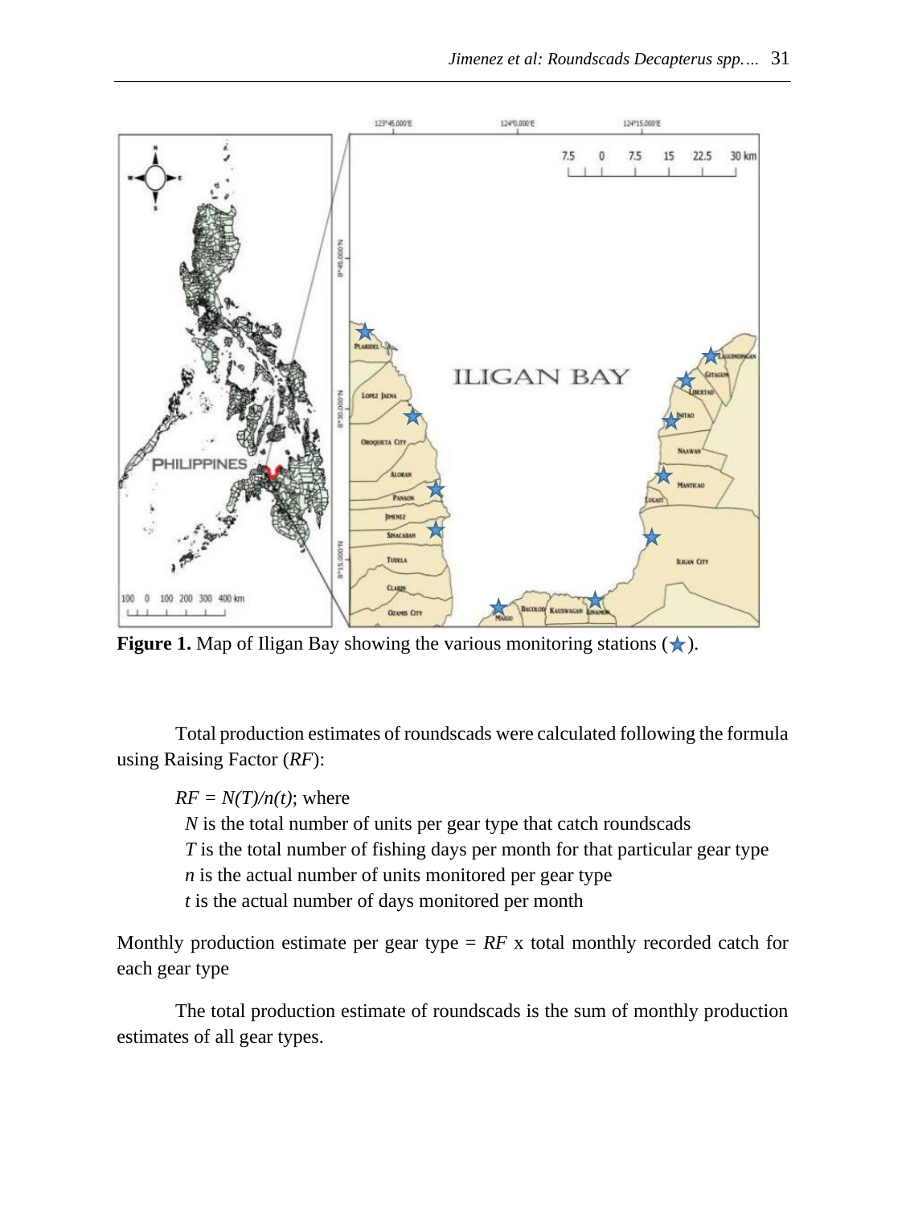**Figure 1.** Map of Iligan Bay showing the various monitoring stations (★).

Total production estimates of roundscads were calculated following the formula using Raising Factor (*RF*):

$RF = N(T)/n(t)$; where

$N$ is the total number of units per gear type that catch roundscads
$T$ is the total number of fishing days per month for that particular gear type
$n$ is the actual number of units monitored per gear type
$t$ is the actual number of days monitored per month

Monthly production estimate per gear type = *RF* x total monthly recorded catch for each gear type

The total production estimate of roundscads is the sum of monthly production estimates of all gear types.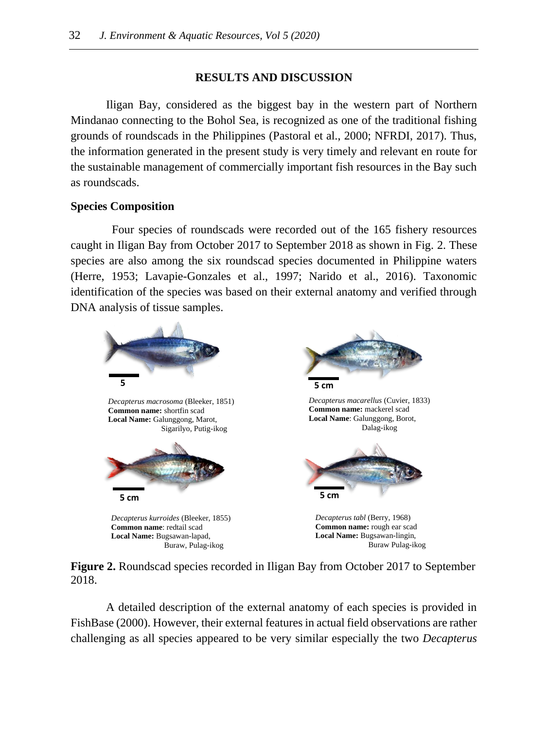## RESULTS AND DISCUSSION

Iligan Bay, considered as the biggest bay in the western part of Northern Mindanao connecting to the Bohol Sea, is recognized as one of the traditional fishing grounds of roundscads in the Philippines (Pastoral et al., 2000; NFRDI, 2017). Thus, the information generated in the present study is very timely and relevant en route for the sustainable management of commercially important fish resources in the Bay such as roundscads.

### Species Composition

Four species of roundscads were recorded out of the 165 fishery resources caught in Iligan Bay from October 2017 to September 2018 as shown in Fig. 2. These species are also among the six roundscad species documented in Philippine waters (Herre, 1953; Lavapie-Gonzales et al., 1997; Narido et al., 2016). Taxonomic identification of the species was based on their external anatomy and verified through DNA analysis of tissue samples.

5

*Decapterus macrosoma* (Bleeker, 1851)
**Common name:** shortfin scad
**Local Name:** Galunggong, Marot, Sigarilyo, Putig-ikog

5 cm

*Decapterus macarellus* (Cuvier, 1833)
**Common name:** mackerel scad
**Local Name**: Galunggong, Borot, Dalag-ikog

5 cm

*Decapterus kurroides* (Bleeker, 1855)
**Common name**: redtail scad
**Local Name:** Bugsawan-lapad, Buraw, Pulag-ikog

5 cm

*Decapterus tabl* (Berry, 1968)
**Common name:** rough ear scad
**Local Name:** Bugsawan-lingin, Buraw Pulag-ikog

**Figure 2.** Roundscad species recorded in Iligan Bay from October 2017 to September 2018.

A detailed description of the external anatomy of each species is provided in FishBase (2000). However, their external features in actual field observations are rather challenging as all species appeared to be very similar especially the two *Decapterus*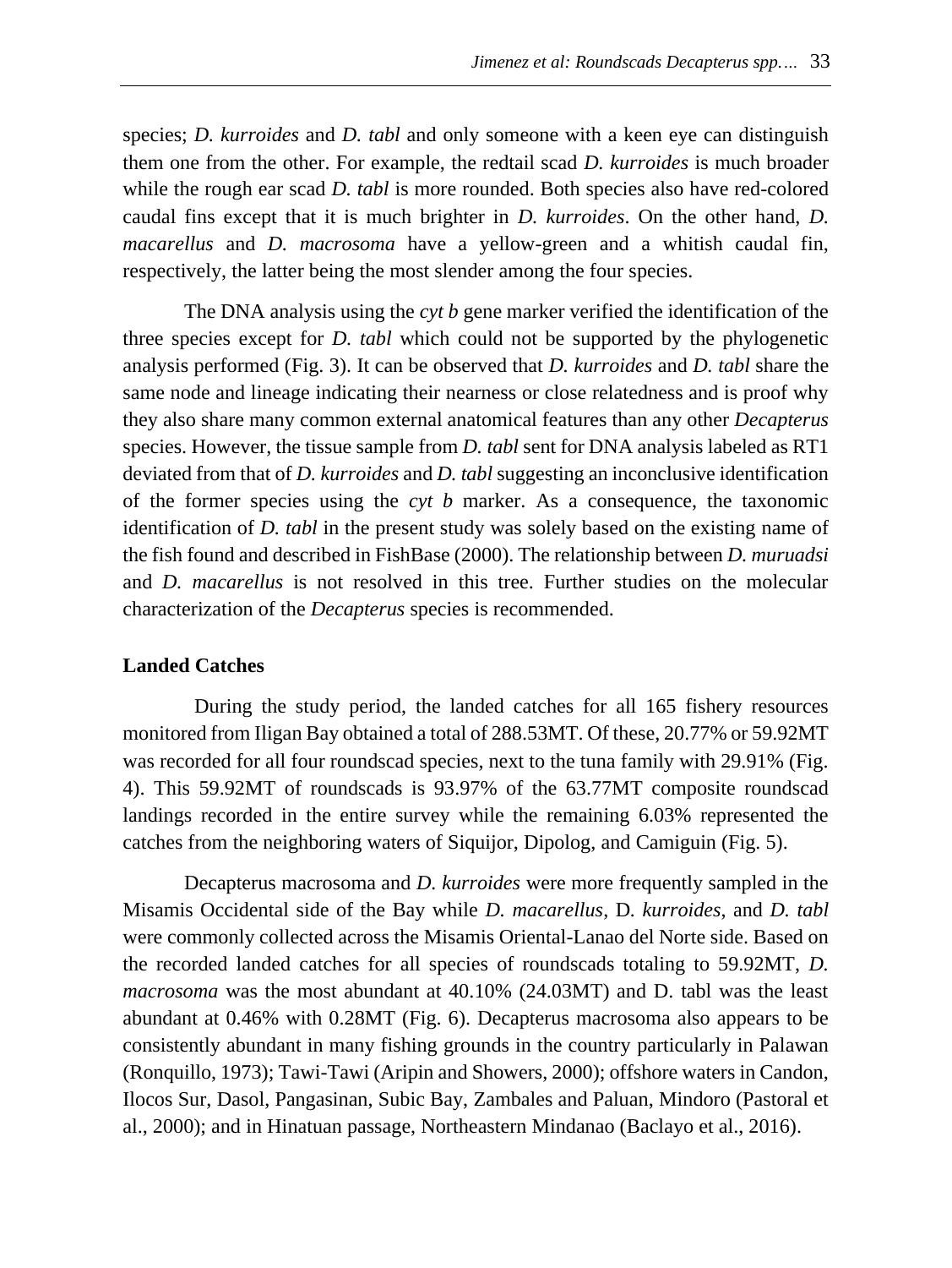species; *D. kurroides* and *D. tabl* and only someone with a keen eye can distinguish them one from the other. For example, the redtail scad *D. kurroides* is much broader while the rough ear scad *D. tabl* is more rounded. Both species also have red-colored caudal fins except that it is much brighter in *D. kurroides*. On the other hand, *D. macarellus* and *D. macrosoma* have a yellow-green and a whitish caudal fin, respectively, the latter being the most slender among the four species.

The DNA analysis using the *cyt b* gene marker verified the identification of the three species except for *D. tabl* which could not be supported by the phylogenetic analysis performed (Fig. 3). It can be observed that *D. kurroides* and *D. tabl* share the same node and lineage indicating their nearness or close relatedness and is proof why they also share many common external anatomical features than any other *Decapterus* species. However, the tissue sample from *D. tabl* sent for DNA analysis labeled as RT1 deviated from that of *D. kurroides* and *D. tabl* suggesting an inconclusive identification of the former species using the *cyt b* marker. As a consequence, the taxonomic identification of *D. tabl* in the present study was solely based on the existing name of the fish found and described in FishBase (2000). The relationship between *D. muruadsi* and *D. macarellus* is not resolved in this tree. Further studies on the molecular characterization of the *Decapterus* species is recommended.

**Landed Catches**

During the study period, the landed catches for all 165 fishery resources monitored from Iligan Bay obtained a total of 288.53MT. Of these, 20.77% or 59.92MT was recorded for all four roundscad species, next to the tuna family with 29.91% (Fig. 4). This 59.92MT of roundscads is 93.97% of the 63.77MT composite roundscad landings recorded in the entire survey while the remaining 6.03% represented the catches from the neighboring waters of Siquijor, Dipolog, and Camiguin (Fig. 5).

Decapterus macrosoma and *D. kurroides* were more frequently sampled in the Misamis Occidental side of the Bay while *D. macarellus*, D. *kurroides*, and *D. tabl* were commonly collected across the Misamis Oriental-Lanao del Norte side. Based on the recorded landed catches for all species of roundscads totaling to 59.92MT, *D. macrosoma* was the most abundant at 40.10% (24.03MT) and D. tabl was the least abundant at 0.46% with 0.28MT (Fig. 6). Decapterus macrosoma also appears to be consistently abundant in many fishing grounds in the country particularly in Palawan (Ronquillo, 1973); Tawi-Tawi (Aripin and Showers, 2000); offshore waters in Candon, Ilocos Sur, Dasol, Pangasinan, Subic Bay, Zambales and Paluan, Mindoro (Pastoral et al., 2000); and in Hinatuan passage, Northeastern Mindanao (Baclayo et al., 2016).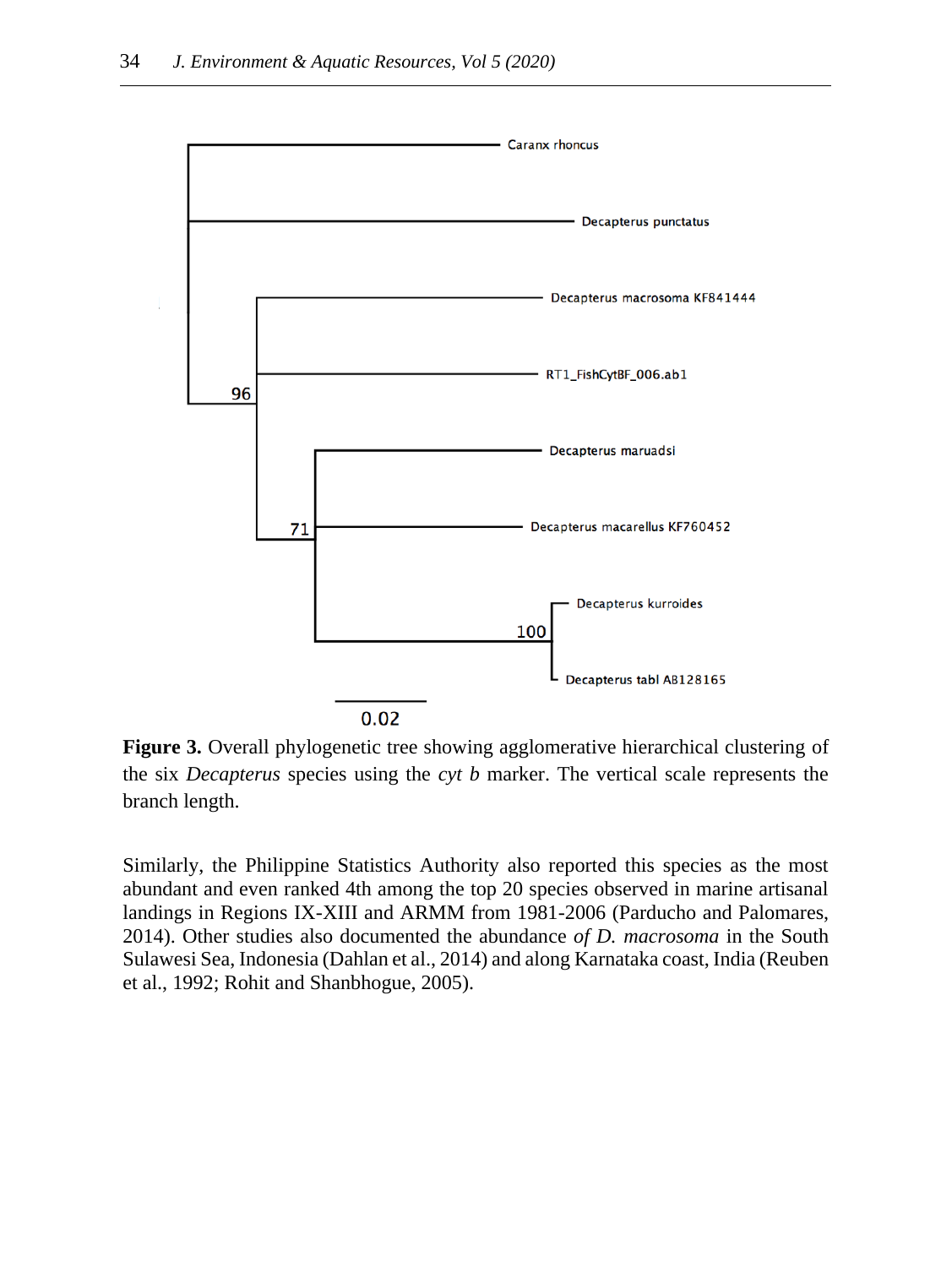**Figure 3.** Overall phylogenetic tree showing agglomerative hierarchical clustering of the six *Decapterus* species using the *cyt b* marker. The vertical scale represents the branch length.

Similarly, the Philippine Statistics Authority also reported this species as the most abundant and even ranked 4th among the top 20 species observed in marine artisanal landings in Regions IX-XIII and ARMM from 1981-2006 (Parducho and Palomares, 2014). Other studies also documented the abundance *of D. macrosoma* in the South Sulawesi Sea, Indonesia (Dahlan et al., 2014) and along Karnataka coast, India (Reuben et al., 1992; Rohit and Shanbhogue, 2005).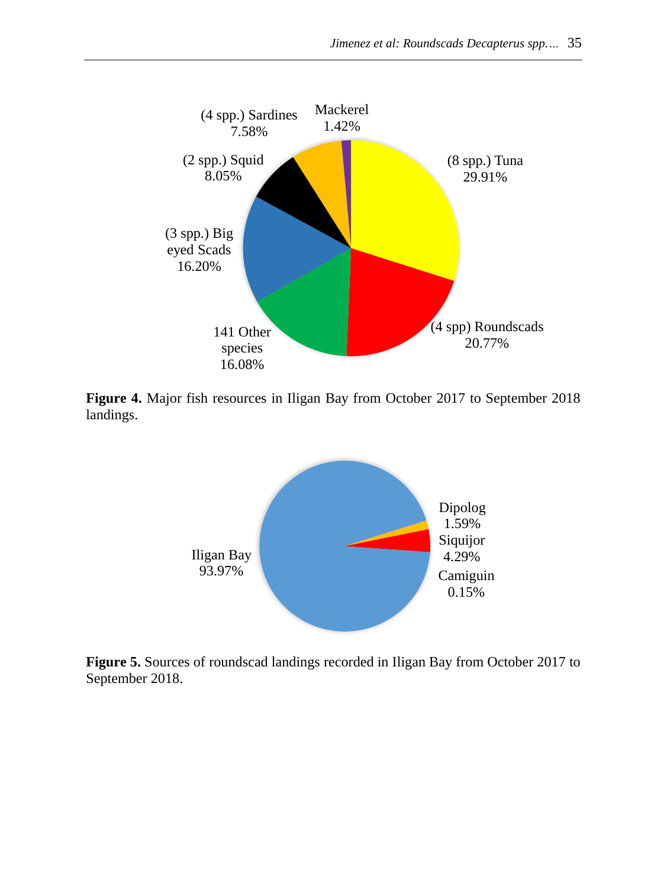(4 spp.) Sardines 7.58%

Mackerel 1.42%

(8 spp.) Tuna 29.91%

(2 spp.) Squid 8.05%

(3 spp.) Big eyed Scads 16.20%

141 Other species 16.08%

(4 spp) Roundscads 20.77%

**Figure 4.** Major fish resources in Iligan Bay from October 2017 to September 2018 landings.

Dipolog 1.59%

Siquijor 4.29%

Iligan Bay 93.97%

Camiguin 0.15%

**Figure 5.** Sources of roundscad landings recorded in Iligan Bay from October 2017 to September 2018.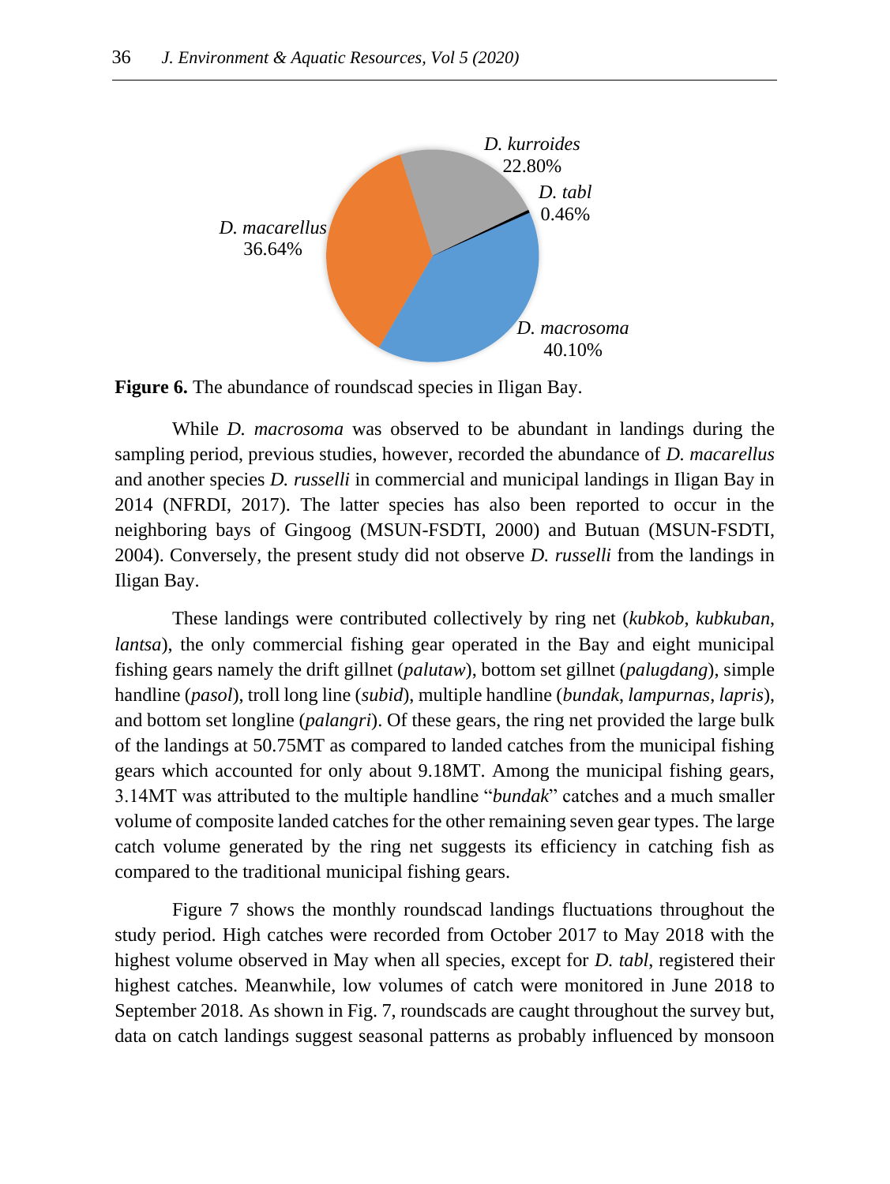*D. kurroides* 22.80%

*D. tabl* 0.46%

*D. macarellus* 36.64%

*D. macrosoma* 40.10%

**Figure 6.** The abundance of roundscad species in Iligan Bay.

While *D. macrosoma* was observed to be abundant in landings during the sampling period, previous studies, however, recorded the abundance of *D. macarellus* and another species *D. russelli* in commercial and municipal landings in Iligan Bay in 2014 (NFRDI, 2017). The latter species has also been reported to occur in the neighboring bays of Gingoog (MSUN-FSDTI, 2000) and Butuan (MSUN-FSDTI, 2004). Conversely, the present study did not observe *D. russelli* from the landings in Iligan Bay.

These landings were contributed collectively by ring net (*kubkob*, *kubkuban*, *lantsa*), the only commercial fishing gear operated in the Bay and eight municipal fishing gears namely the drift gillnet (*palutaw*), bottom set gillnet (*palugdang*), simple handline (*pasol*), troll long line (*subid*), multiple handline (*bundak*, *lampurnas*, *lapris*), and bottom set longline (*palangri*). Of these gears, the ring net provided the large bulk of the landings at 50.75MT as compared to landed catches from the municipal fishing gears which accounted for only about 9.18MT. Among the municipal fishing gears, 3.14MT was attributed to the multiple handline "*bundak*" catches and a much smaller volume of composite landed catches for the other remaining seven gear types. The large catch volume generated by the ring net suggests its efficiency in catching fish as compared to the traditional municipal fishing gears.

Figure 7 shows the monthly roundscad landings fluctuations throughout the study period. High catches were recorded from October 2017 to May 2018 with the highest volume observed in May when all species, except for *D. tabl*, registered their highest catches. Meanwhile, low volumes of catch were monitored in June 2018 to September 2018. As shown in Fig. 7, roundscads are caught throughout the survey but, data on catch landings suggest seasonal patterns as probably influenced by monsoon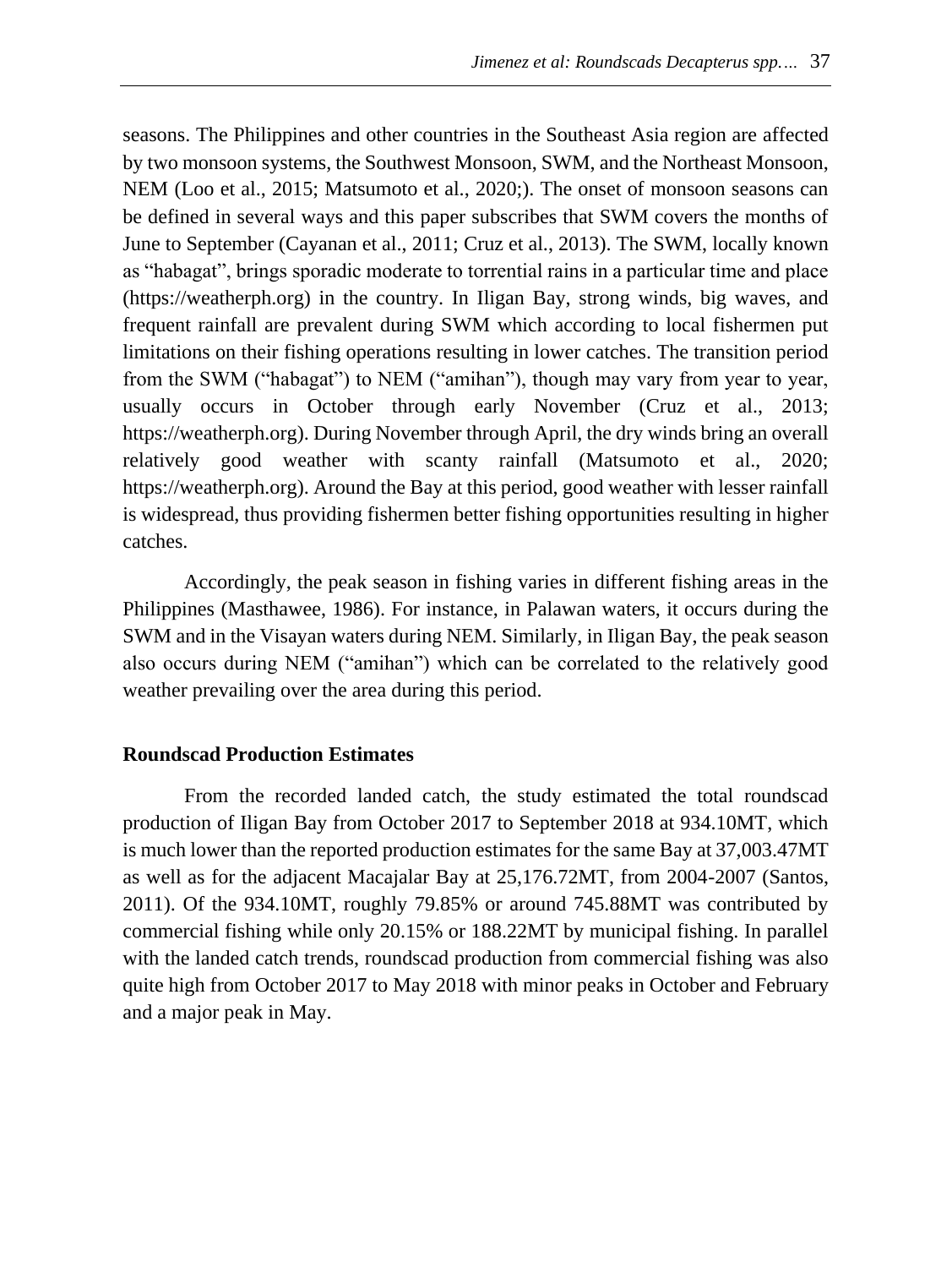seasons. The Philippines and other countries in the Southeast Asia region are affected by two monsoon systems, the Southwest Monsoon, SWM, and the Northeast Monsoon, NEM (Loo et al., 2015; Matsumoto et al., 2020;). The onset of monsoon seasons can be defined in several ways and this paper subscribes that SWM covers the months of June to September (Cayanan et al., 2011; Cruz et al., 2013). The SWM, locally known as “habagat”, brings sporadic moderate to torrential rains in a particular time and place (https://weatherph.org) in the country. In Iligan Bay, strong winds, big waves, and frequent rainfall are prevalent during SWM which according to local fishermen put limitations on their fishing operations resulting in lower catches. The transition period from the SWM (“habagat”) to NEM (“amihan”), though may vary from year to year, usually occurs in October through early November (Cruz et al., 2013; https://weatherph.org). During November through April, the dry winds bring an overall relatively good weather with scanty rainfall (Matsumoto et al., 2020; https://weatherph.org). Around the Bay at this period, good weather with lesser rainfall is widespread, thus providing fishermen better fishing opportunities resulting in higher catches.

Accordingly, the peak season in fishing varies in different fishing areas in the Philippines (Masthawee, 1986). For instance, in Palawan waters, it occurs during the SWM and in the Visayan waters during NEM. Similarly, in Iligan Bay, the peak season also occurs during NEM (“amihan”) which can be correlated to the relatively good weather prevailing over the area during this period.

**Roundscad Production Estimates**

From the recorded landed catch, the study estimated the total roundscad production of Iligan Bay from October 2017 to September 2018 at 934.10MT, which is much lower than the reported production estimates for the same Bay at 37,003.47MT as well as for the adjacent Macajalar Bay at 25,176.72MT, from 2004-2007 (Santos, 2011). Of the 934.10MT, roughly 79.85% or around 745.88MT was contributed by commercial fishing while only 20.15% or 188.22MT by municipal fishing. In parallel with the landed catch trends, roundscad production from commercial fishing was also quite high from October 2017 to May 2018 with minor peaks in October and February and a major peak in May.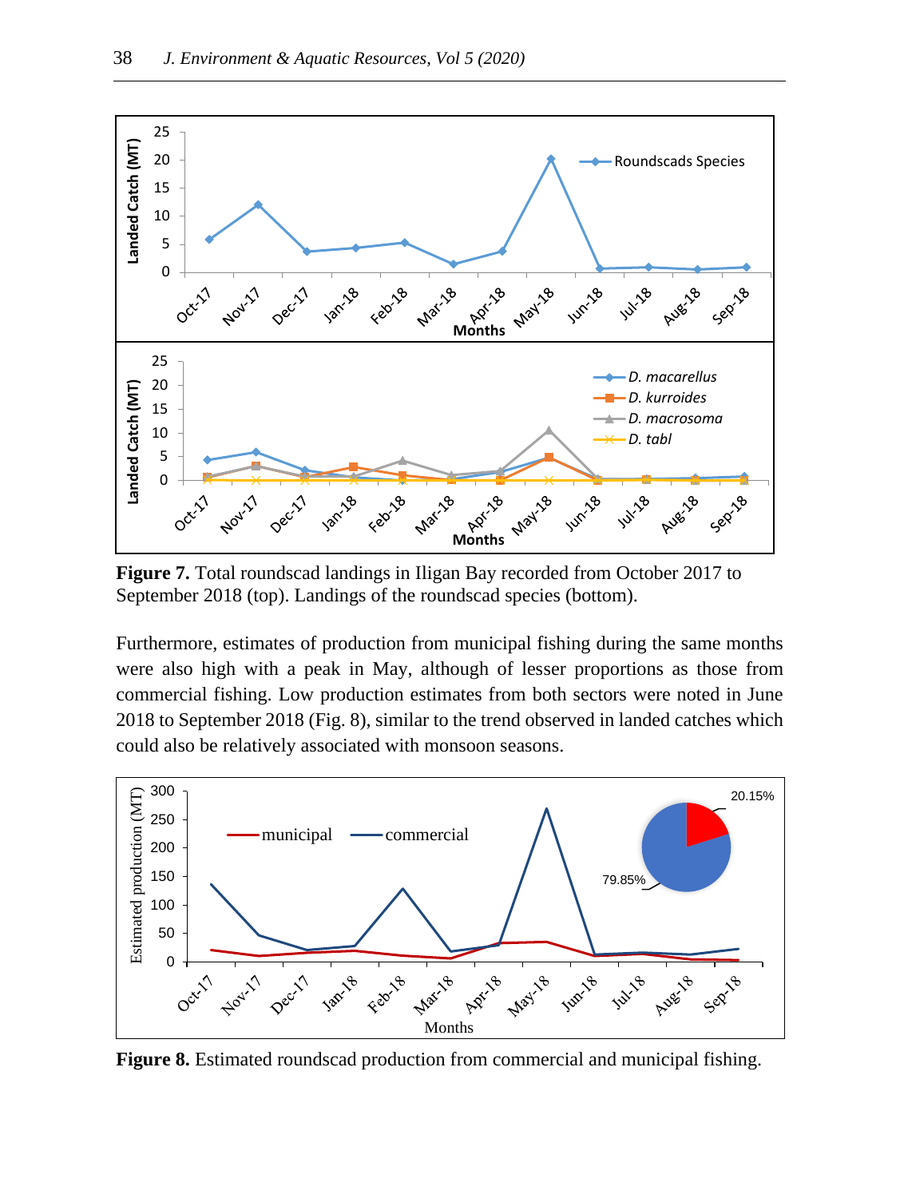**Figure 7.** Total roundscad landings in Iligan Bay recorded from October 2017 to September 2018 (top). Landings of the roundscad species (bottom).

Furthermore, estimates of production from municipal fishing during the same months were also high with a peak in May, although of lesser proportions as those from commercial fishing. Low production estimates from both sectors were noted in June 2018 to September 2018 (Fig. 8), similar to the trend observed in landed catches which could also be relatively associated with monsoon seasons.

**Figure 8.** Estimated roundscad production from commercial and municipal fishing.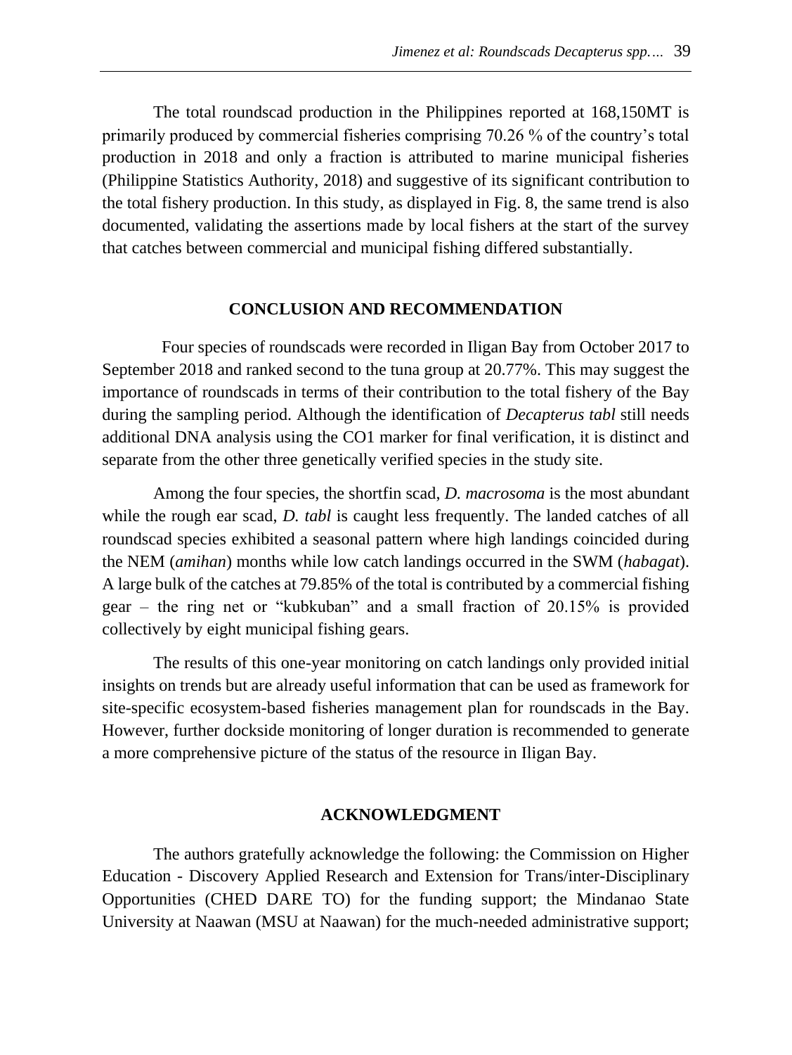The total roundscad production in the Philippines reported at 168,150MT is primarily produced by commercial fisheries comprising 70.26 % of the country's total production in 2018 and only a fraction is attributed to marine municipal fisheries (Philippine Statistics Authority, 2018) and suggestive of its significant contribution to the total fishery production. In this study, as displayed in Fig. 8, the same trend is also documented, validating the assertions made by local fishers at the start of the survey that catches between commercial and municipal fishing differed substantially.

## CONCLUSION AND RECOMMENDATION

Four species of roundscads were recorded in Iligan Bay from October 2017 to September 2018 and ranked second to the tuna group at 20.77%. This may suggest the importance of roundscads in terms of their contribution to the total fishery of the Bay during the sampling period. Although the identification of *Decapterus tabl* still needs additional DNA analysis using the CO1 marker for final verification, it is distinct and separate from the other three genetically verified species in the study site.

Among the four species, the shortfin scad, *D. macrosoma* is the most abundant while the rough ear scad, *D. tabl* is caught less frequently. The landed catches of all roundscad species exhibited a seasonal pattern where high landings coincided during the NEM (*amihan*) months while low catch landings occurred in the SWM (*habagat*). A large bulk of the catches at 79.85% of the total is contributed by a commercial fishing gear – the ring net or "kubkuban" and a small fraction of 20.15% is provided collectively by eight municipal fishing gears.

The results of this one-year monitoring on catch landings only provided initial insights on trends but are already useful information that can be used as framework for site-specific ecosystem-based fisheries management plan for roundscads in the Bay. However, further dockside monitoring of longer duration is recommended to generate a more comprehensive picture of the status of the resource in Iligan Bay.

## ACKNOWLEDGMENT

The authors gratefully acknowledge the following: the Commission on Higher Education - Discovery Applied Research and Extension for Trans/inter-Disciplinary Opportunities (CHED DARE TO) for the funding support; the Mindanao State University at Naawan (MSU at Naawan) for the much-needed administrative support;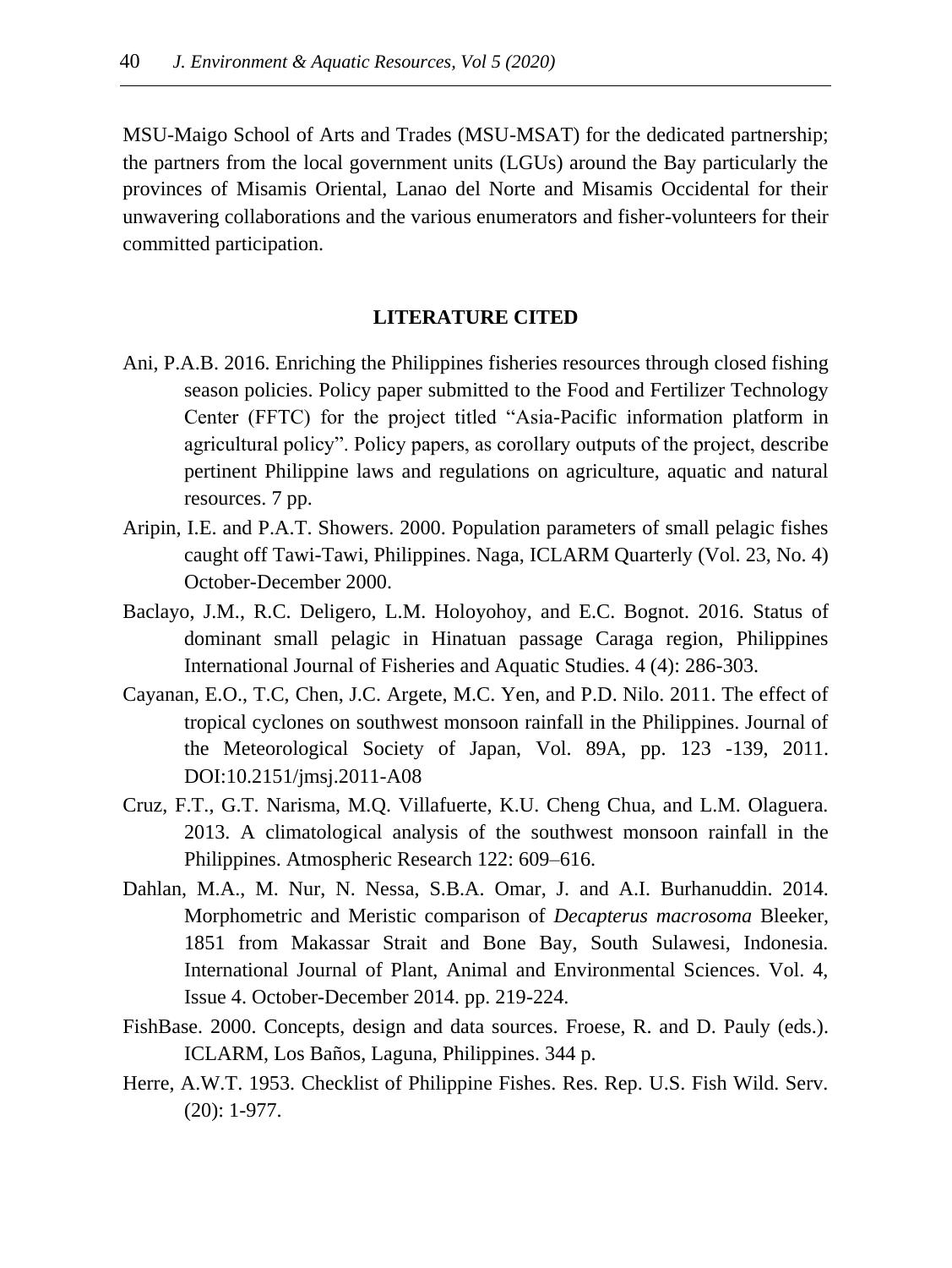MSU-Maigo School of Arts and Trades (MSU-MSAT) for the dedicated partnership; the partners from the local government units (LGUs) around the Bay particularly the provinces of Misamis Oriental, Lanao del Norte and Misamis Occidental for their unwavering collaborations and the various enumerators and fisher-volunteers for their committed participation.

## LITERATURE CITED

Ani, P.A.B. 2016. Enriching the Philippines fisheries resources through closed fishing season policies. Policy paper submitted to the Food and Fertilizer Technology Center (FFTC) for the project titled "Asia-Pacific information platform in agricultural policy". Policy papers, as corollary outputs of the project, describe pertinent Philippine laws and regulations on agriculture, aquatic and natural resources. 7 pp.

Aripin, I.E. and P.A.T. Showers. 2000. Population parameters of small pelagic fishes caught off Tawi-Tawi, Philippines. Naga, ICLARM Quarterly (Vol. 23, No. 4) October-December 2000.

Baclayo, J.M., R.C. Deligero, L.M. Holoyohoy, and E.C. Bognot. 2016. Status of dominant small pelagic in Hinatuan passage Caraga region, Philippines International Journal of Fisheries and Aquatic Studies. 4 (4): 286-303.

Cayanan, E.O., T.C, Chen, J.C. Argete, M.C. Yen, and P.D. Nilo. 2011. The effect of tropical cyclones on southwest monsoon rainfall in the Philippines. Journal of the Meteorological Society of Japan, Vol. 89A, pp. 123 -139, 2011. DOI:10.2151/jmsj.2011-A08

Cruz, F.T., G.T. Narisma, M.Q. Villafuerte, K.U. Cheng Chua, and L.M. Olaguera. 2013. A climatological analysis of the southwest monsoon rainfall in the Philippines. Atmospheric Research 122: 609–616.

Dahlan, M.A., M. Nur, N. Nessa, S.B.A. Omar, J. and A.I. Burhanuddin. 2014. Morphometric and Meristic comparison of *Decapterus macrosoma* Bleeker, 1851 from Makassar Strait and Bone Bay, South Sulawesi, Indonesia. International Journal of Plant, Animal and Environmental Sciences. Vol. 4, Issue 4. October-December 2014. pp. 219-224.

FishBase. 2000. Concepts, design and data sources. Froese, R. and D. Pauly (eds.). ICLARM, Los Baños, Laguna, Philippines. 344 p.

Herre, A.W.T. 1953. Checklist of Philippine Fishes. Res. Rep. U.S. Fish Wild. Serv. (20): 1-977.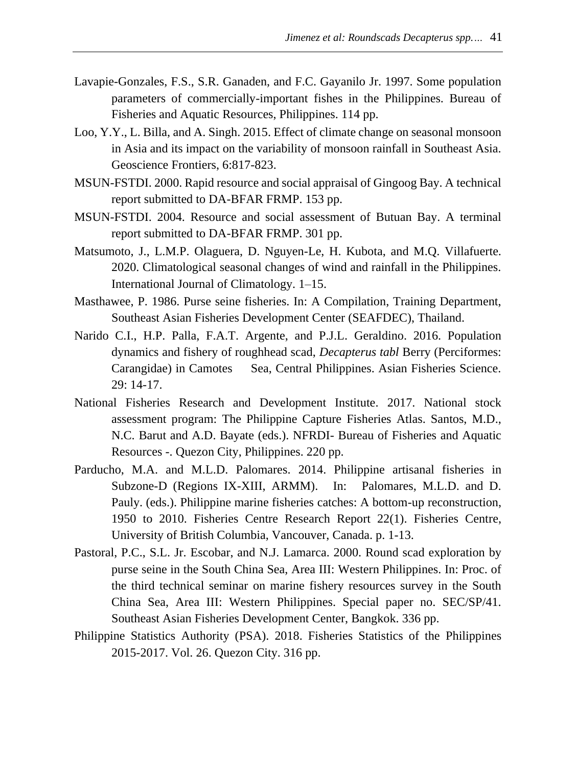Lavapie-Gonzales, F.S., S.R. Ganaden, and F.C. Gayanilo Jr. 1997. Some population parameters of commercially-important fishes in the Philippines. Bureau of Fisheries and Aquatic Resources, Philippines. 114 pp.

Loo, Y.Y., L. Billa, and A. Singh. 2015. Effect of climate change on seasonal monsoon in Asia and its impact on the variability of monsoon rainfall in Southeast Asia. Geoscience Frontiers, 6:817-823.

MSUN-FSTDI. 2000. Rapid resource and social appraisal of Gingoog Bay. A technical report submitted to DA-BFAR FRMP. 153 pp.

MSUN-FSTDI. 2004. Resource and social assessment of Butuan Bay. A terminal report submitted to DA-BFAR FRMP. 301 pp.

Matsumoto, J., L.M.P. Olaguera, D. Nguyen-Le, H. Kubota, and M.Q. Villafuerte. 2020. Climatological seasonal changes of wind and rainfall in the Philippines. International Journal of Climatology. 1–15.

Masthawee, P. 1986. Purse seine fisheries. In: A Compilation, Training Department, Southeast Asian Fisheries Development Center (SEAFDEC), Thailand.

Narido C.I., H.P. Palla, F.A.T. Argente, and P.J.L. Geraldino. 2016. Population dynamics and fishery of roughhead scad, *Decapterus tabl* Berry (Perciformes: Carangidae) in Camotes Sea, Central Philippines. Asian Fisheries Science. 29: 14-17.

National Fisheries Research and Development Institute. 2017. National stock assessment program: The Philippine Capture Fisheries Atlas. Santos, M.D., N.C. Barut and A.D. Bayate (eds.). NFRDI- Bureau of Fisheries and Aquatic Resources -. Quezon City, Philippines. 220 pp.

Parducho, M.A. and M.L.D. Palomares. 2014. Philippine artisanal fisheries in Subzone-D (Regions IX-XIII, ARMM). In: Palomares, M.L.D. and D. Pauly. (eds.). Philippine marine fisheries catches: A bottom-up reconstruction, 1950 to 2010. Fisheries Centre Research Report 22(1). Fisheries Centre, University of British Columbia, Vancouver, Canada. p. 1-13.

Pastoral, P.C., S.L. Jr. Escobar, and N.J. Lamarca. 2000. Round scad exploration by purse seine in the South China Sea, Area III: Western Philippines. In: Proc. of the third technical seminar on marine fishery resources survey in the South China Sea, Area III: Western Philippines. Special paper no. SEC/SP/41. Southeast Asian Fisheries Development Center, Bangkok. 336 pp.

Philippine Statistics Authority (PSA). 2018. Fisheries Statistics of the Philippines 2015-2017. Vol. 26. Quezon City. 316 pp.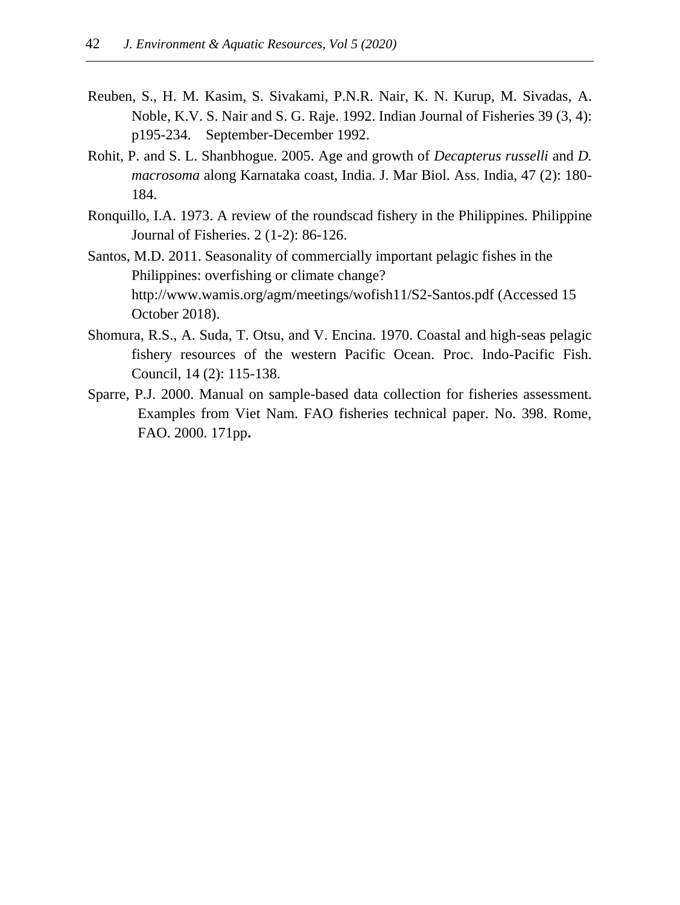Reuben, S., H. M. Kasim, S. Sivakami, P.N.R. Nair, K. N. Kurup, M. Sivadas, A. Noble, K.V. S. Nair and S. G. Raje. 1992. Indian Journal of Fisheries 39 (3, 4): p195-234. September-December 1992.

Rohit, P. and S. L. Shanbhogue. 2005. Age and growth of *Decapterus russelli* and *D. macrosoma* along Karnataka coast, India. J. Mar Biol. Ass. India, 47 (2): 180-184.

Ronquillo, I.A. 1973. A review of the roundscad fishery in the Philippines. Philippine Journal of Fisheries. 2 (1-2): 86-126.

Santos, M.D. 2011. Seasonality of commercially important pelagic fishes in the Philippines: overfishing or climate change? http://www.wamis.org/agm/meetings/wofish11/S2-Santos.pdf (Accessed 15 October 2018).

Shomura, R.S., A. Suda, T. Otsu, and V. Encina. 1970. Coastal and high-seas pelagic fishery resources of the western Pacific Ocean. Proc. Indo-Pacific Fish. Council, 14 (2): 115-138.

Sparre, P.J. 2000. Manual on sample-based data collection for fisheries assessment. Examples from Viet Nam. FAO fisheries technical paper. No. 398. Rome, FAO. 2000. 171pp**.**